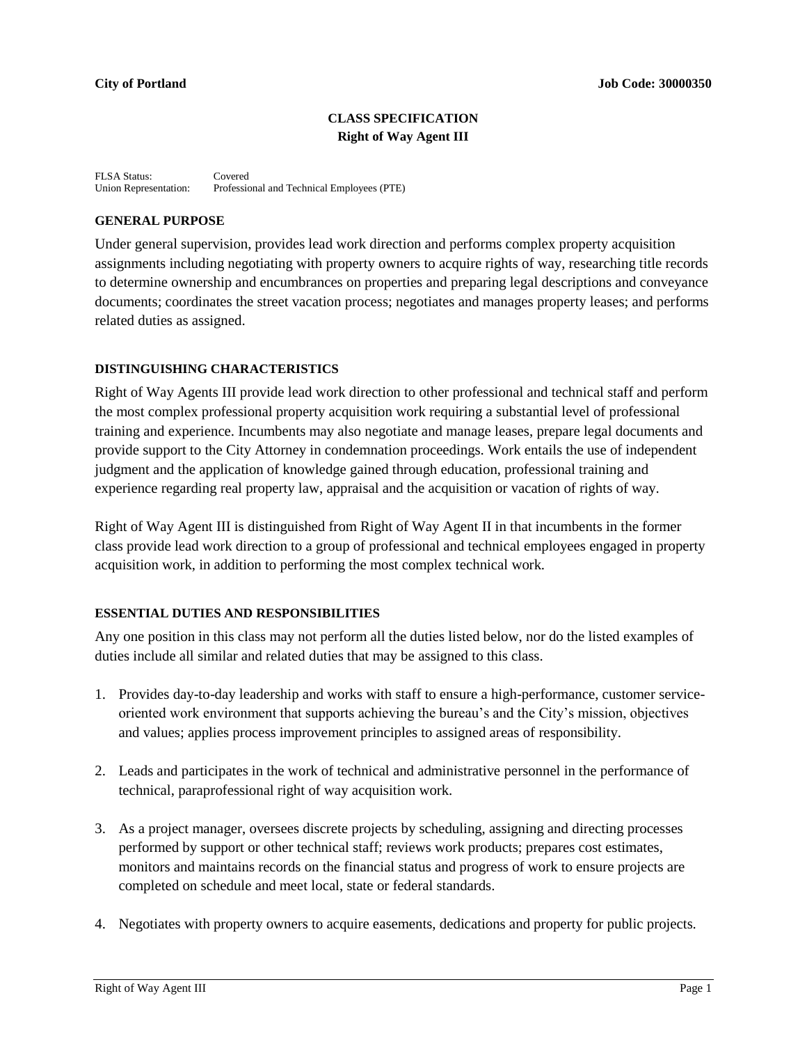**City of Portland** **Job Code: 30000350**

# CLASS SPECIFICATION
## Right of Way Agent III

FLSA Status: Covered
Union Representation: Professional and Technical Employees (PTE)

### GENERAL PURPOSE

Under general supervision, provides lead work direction and performs complex property acquisition assignments including negotiating with property owners to acquire rights of way, researching title records to determine ownership and encumbrances on properties and preparing legal descriptions and conveyance documents; coordinates the street vacation process; negotiates and manages property leases; and performs related duties as assigned.

### DISTINGUISHING CHARACTERISTICS

Right of Way Agents III provide lead work direction to other professional and technical staff and perform the most complex professional property acquisition work requiring a substantial level of professional training and experience. Incumbents may also negotiate and manage leases, prepare legal documents and provide support to the City Attorney in condemnation proceedings. Work entails the use of independent judgment and the application of knowledge gained through education, professional training and experience regarding real property law, appraisal and the acquisition or vacation of rights of way.

Right of Way Agent III is distinguished from Right of Way Agent II in that incumbents in the former class provide lead work direction to a group of professional and technical employees engaged in property acquisition work, in addition to performing the most complex technical work.

### ESSENTIAL DUTIES AND RESPONSIBILITIES

Any one position in this class may not perform all the duties listed below, nor do the listed examples of duties include all similar and related duties that may be assigned to this class.

1. Provides day-to-day leadership and works with staff to ensure a high-performance, customer service-oriented work environment that supports achieving the bureau's and the City's mission, objectives and values; applies process improvement principles to assigned areas of responsibility.

2. Leads and participates in the work of technical and administrative personnel in the performance of technical, paraprofessional right of way acquisition work.

3. As a project manager, oversees discrete projects by scheduling, assigning and directing processes performed by support or other technical staff; reviews work products; prepares cost estimates, monitors and maintains records on the financial status and progress of work to ensure projects are completed on schedule and meet local, state or federal standards.

4. Negotiates with property owners to acquire easements, dedications and property for public projects.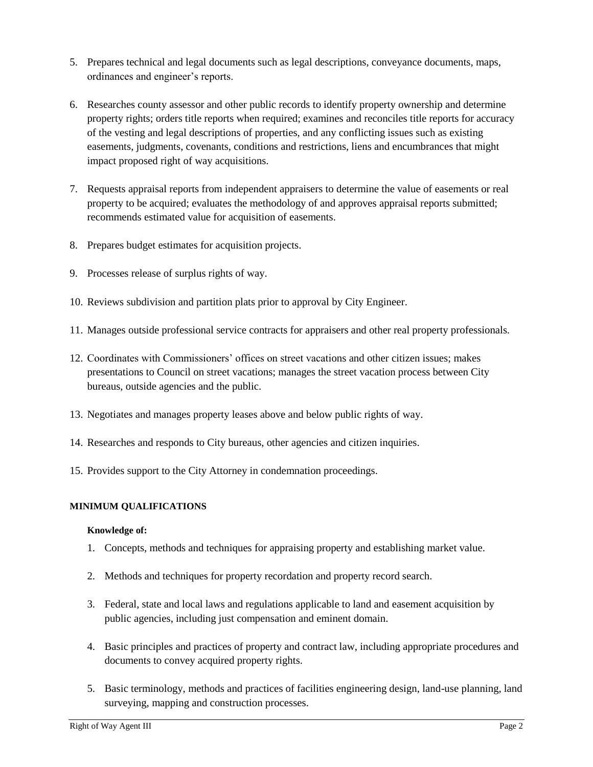5. Prepares technical and legal documents such as legal descriptions, conveyance documents, maps, ordinances and engineer's reports.

6. Researches county assessor and other public records to identify property ownership and determine property rights; orders title reports when required; examines and reconciles title reports for accuracy of the vesting and legal descriptions of properties, and any conflicting issues such as existing easements, judgments, covenants, conditions and restrictions, liens and encumbrances that might impact proposed right of way acquisitions.

7. Requests appraisal reports from independent appraisers to determine the value of easements or real property to be acquired; evaluates the methodology of and approves appraisal reports submitted; recommends estimated value for acquisition of easements.

8. Prepares budget estimates for acquisition projects.

9. Processes release of surplus rights of way.

10. Reviews subdivision and partition plats prior to approval by City Engineer.

11. Manages outside professional service contracts for appraisers and other real property professionals.

12. Coordinates with Commissioners' offices on street vacations and other citizen issues; makes presentations to Council on street vacations; manages the street vacation process between City bureaus, outside agencies and the public.

13. Negotiates and manages property leases above and below public rights of way.

14. Researches and responds to City bureaus, other agencies and citizen inquiries.

15. Provides support to the City Attorney in condemnation proceedings.

## MINIMUM QUALIFICATIONS

**Knowledge of:**

1. Concepts, methods and techniques for appraising property and establishing market value.

2. Methods and techniques for property recordation and property record search.

3. Federal, state and local laws and regulations applicable to land and easement acquisition by public agencies, including just compensation and eminent domain.

4. Basic principles and practices of property and contract law, including appropriate procedures and documents to convey acquired property rights.

5. Basic terminology, methods and practices of facilities engineering design, land-use planning, land surveying, mapping and construction processes.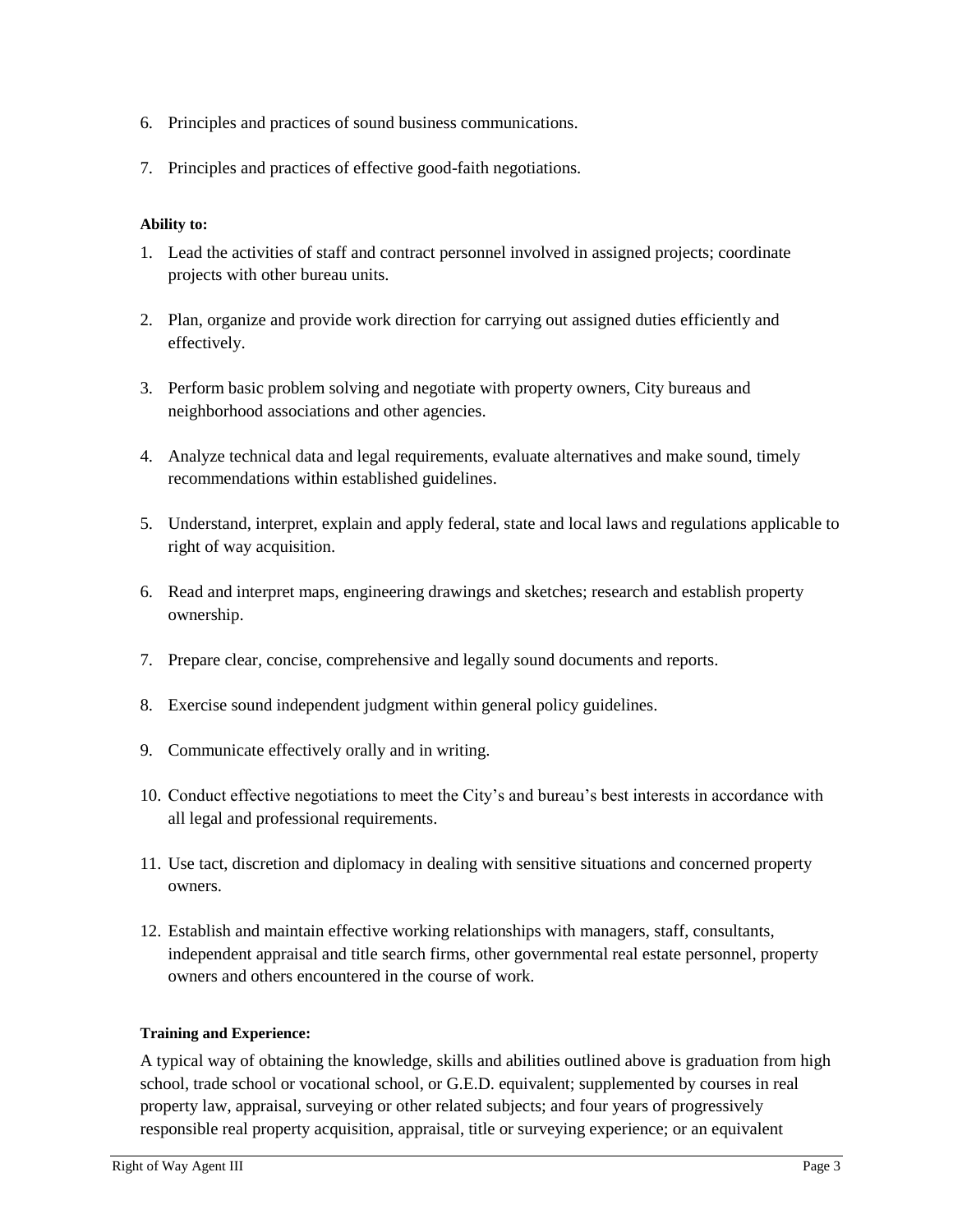6. Principles and practices of sound business communications.

7. Principles and practices of effective good-faith negotiations.

**Ability to:**

1. Lead the activities of staff and contract personnel involved in assigned projects; coordinate projects with other bureau units.

2. Plan, organize and provide work direction for carrying out assigned duties efficiently and effectively.

3. Perform basic problem solving and negotiate with property owners, City bureaus and neighborhood associations and other agencies.

4. Analyze technical data and legal requirements, evaluate alternatives and make sound, timely recommendations within established guidelines.

5. Understand, interpret, explain and apply federal, state and local laws and regulations applicable to right of way acquisition.

6. Read and interpret maps, engineering drawings and sketches; research and establish property ownership.

7. Prepare clear, concise, comprehensive and legally sound documents and reports.

8. Exercise sound independent judgment within general policy guidelines.

9. Communicate effectively orally and in writing.

10. Conduct effective negotiations to meet the City's and bureau's best interests in accordance with all legal and professional requirements.

11. Use tact, discretion and diplomacy in dealing with sensitive situations and concerned property owners.

12. Establish and maintain effective working relationships with managers, staff, consultants, independent appraisal and title search firms, other governmental real estate personnel, property owners and others encountered in the course of work.

**Training and Experience:**

A typical way of obtaining the knowledge, skills and abilities outlined above is graduation from high school, trade school or vocational school, or G.E.D. equivalent; supplemented by courses in real property law, appraisal, surveying or other related subjects; and four years of progressively responsible real property acquisition, appraisal, title or surveying experience; or an equivalent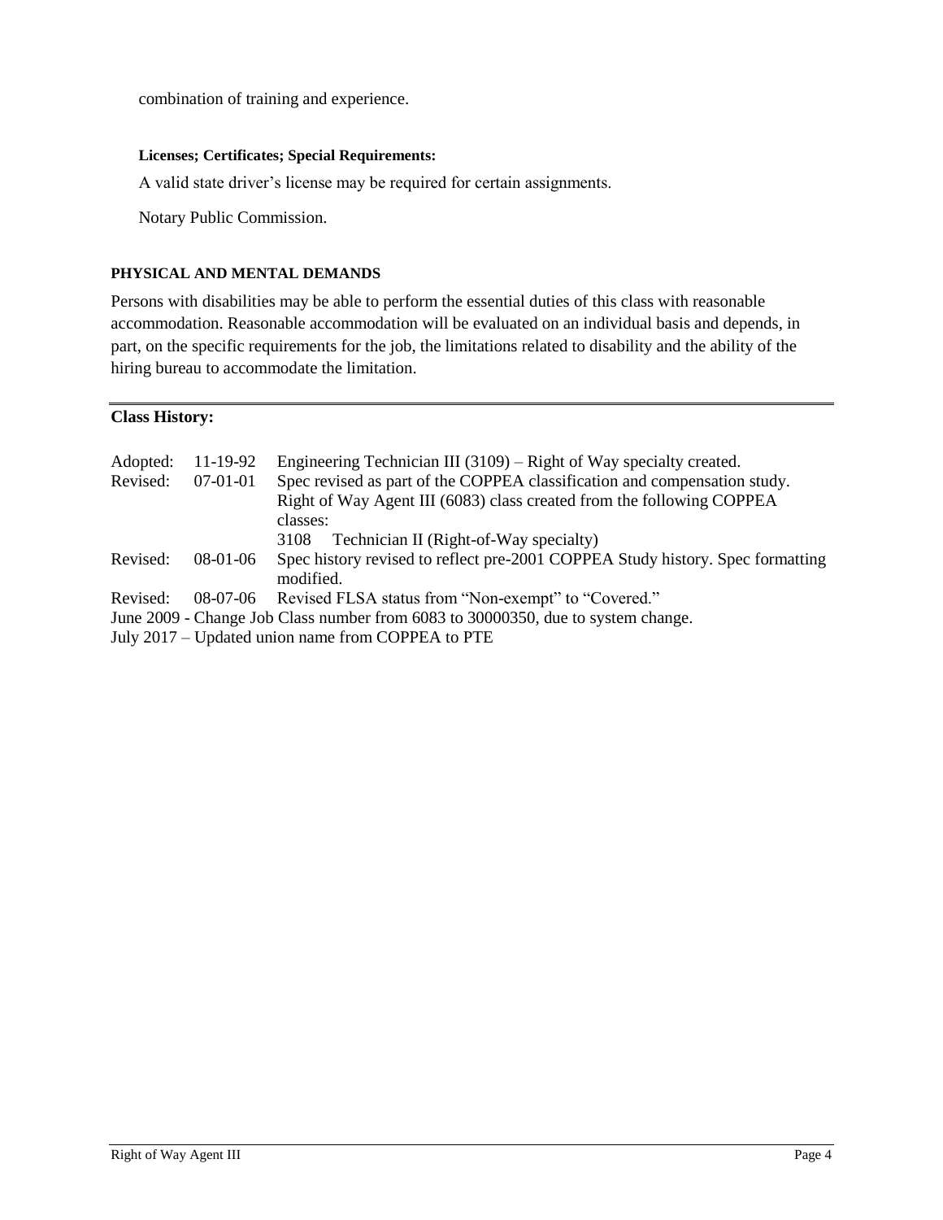combination of training and experience.

#### Licenses; Certificates; Special Requirements:

A valid state driver's license may be required for certain assignments.

Notary Public Commission.

### PHYSICAL AND MENTAL DEMANDS

Persons with disabilities may be able to perform the essential duties of this class with reasonable accommodation. Reasonable accommodation will be evaluated on an individual basis and depends, in part, on the specific requirements for the job, the limitations related to disability and the ability of the hiring bureau to accommodate the limitation.

---

**Class History:**

| | | |
|---|---|---|
| Adopted: | 11-19-92 | Engineering Technician III (3109) – Right of Way specialty created. |
| Revised: | 07-01-01 | Spec revised as part of the COPPEA classification and compensation study. Right of Way Agent III (6083) class created from the following COPPEA classes:<br>3108 Technician II (Right-of-Way specialty) |
| Revised: | 08-01-06 | Spec history revised to reflect pre-2001 COPPEA Study history. Spec formatting modified. |
| Revised: | 08-07-06 | Revised FLSA status from "Non-exempt" to "Covered." |

June 2009 - Change Job Class number from 6083 to 30000350, due to system change.

July 2017 – Updated union name from COPPEA to PTE